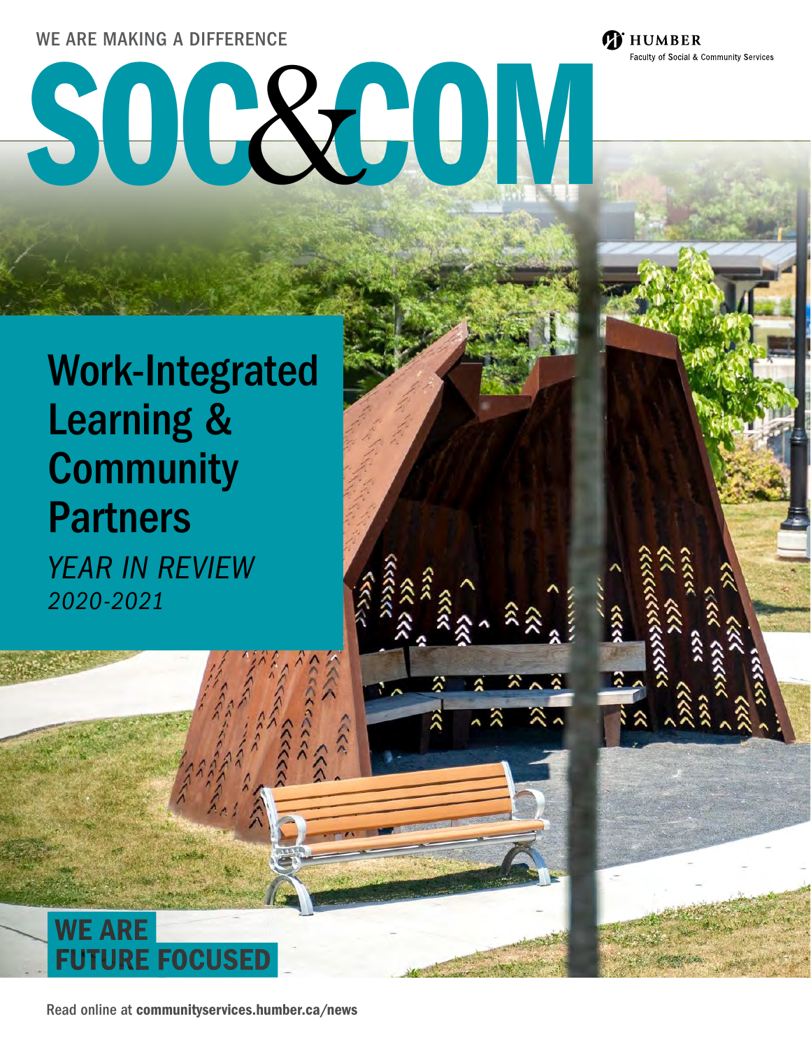WE ARE MAKING A DIFFERENCE

HUMBER
Faculty of Social & Community Services

# SOC&COM

## Work-Integrated Learning & Community Partners

*YEAR IN REVIEW*
*2020-2021*

**WE ARE FUTURE FOCUSED**

Read online at **communityservices.humber.ca/news**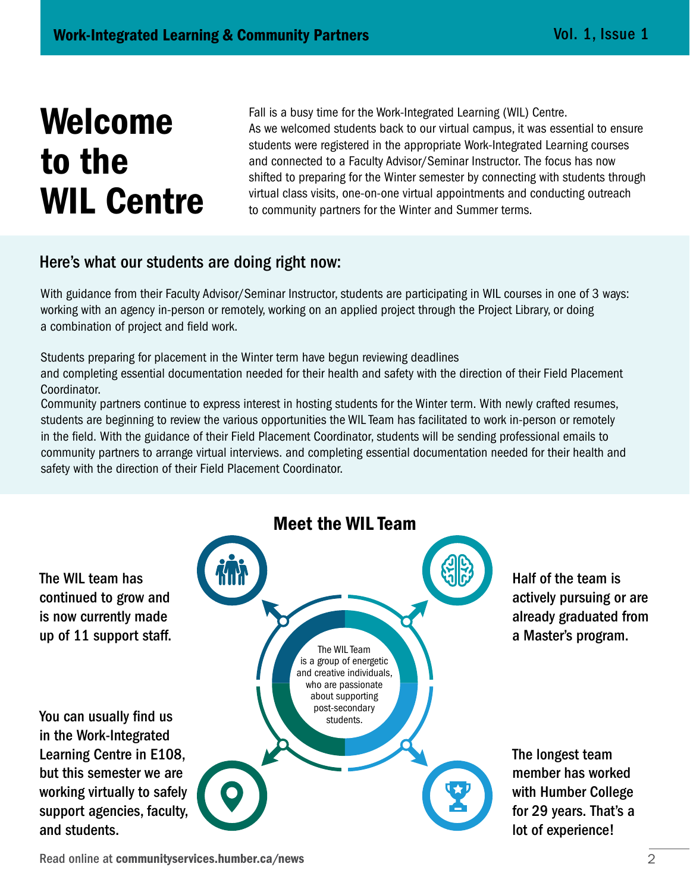# Welcome to the WIL Centre

Fall is a busy time for the Work-Integrated Learning (WIL) Centre. As we welcomed students back to our virtual campus, it was essential to ensure students were registered in the appropriate Work-Integrated Learning courses and connected to a Faculty Advisor/Seminar Instructor. The focus has now shifted to preparing for the Winter semester by connecting with students through virtual class visits, one-on-one virtual appointments and conducting outreach to community partners for the Winter and Summer terms.

## Here's what our students are doing right now:

With guidance from their Faculty Advisor/Seminar Instructor, students are participating in WIL courses in one of 3 ways: working with an agency in-person or remotely, working on an applied project through the Project Library, or doing a combination of project and field work.

Students preparing for placement in the Winter term have begun reviewing deadlines and completing essential documentation needed for their health and safety with the direction of their Field Placement Coordinator.
Community partners continue to express interest in hosting students for the Winter term. With newly crafted resumes, students are beginning to review the various opportunities the WIL Team has facilitated to work in-person or remotely in the field. With the guidance of their Field Placement Coordinator, students will be sending professional emails to community partners to arrange virtual interviews. and completing essential documentation needed for their health and safety with the direction of their Field Placement Coordinator.

## Meet the WIL Team

The WIL Team is a group of energetic and creative individuals, who are passionate about supporting post-secondary students.

The WIL team has continued to grow and is now currently made up of 11 support staff.

Half of the team is actively pursuing or are already graduated from a Master's program.

You can usually find us in the Work-Integrated Learning Centre in E108, but this semester we are working virtually to safely support agencies, faculty, and students.

The longest team member has worked with Humber College for 29 years. That's a lot of experience!

Read online at **communityservices.humber.ca/news**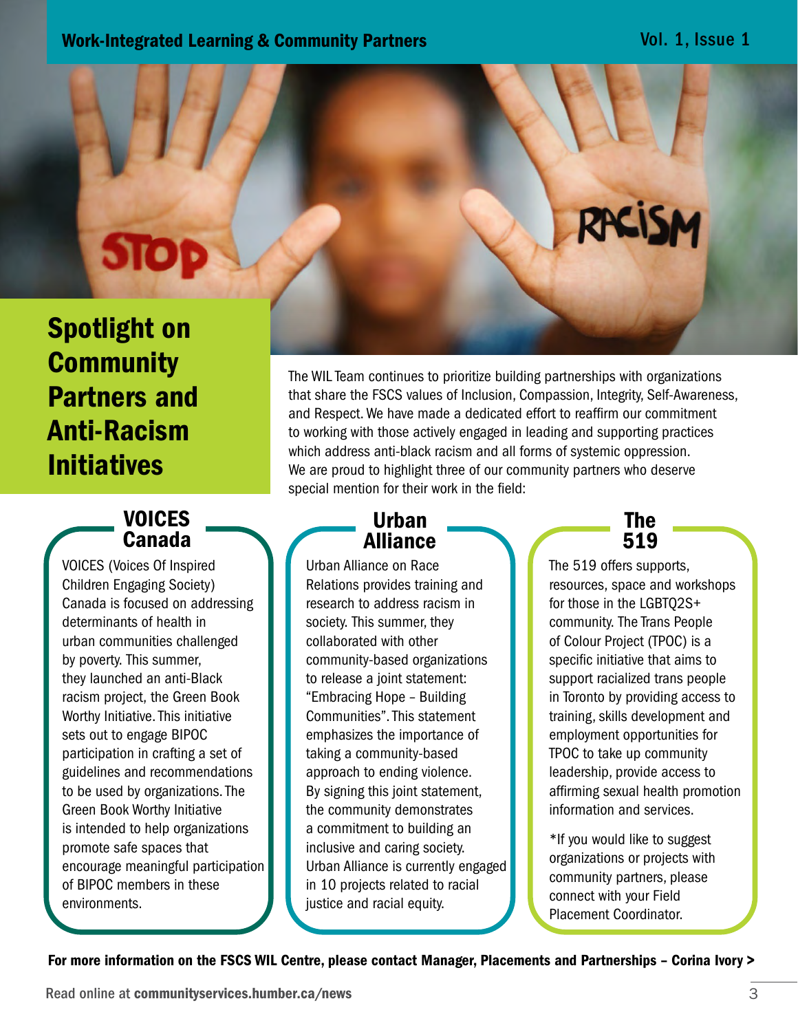# Spotlight on Community Partners and Anti-Racism Initiatives

The WIL Team continues to prioritize building partnerships with organizations that share the FSCS values of Inclusion, Compassion, Integrity, Self-Awareness, and Respect. We have made a dedicated effort to reaffirm our commitment to working with those actively engaged in leading and supporting practices which address anti-black racism and all forms of systemic oppression. We are proud to highlight three of our community partners who deserve special mention for their work in the field:

## VOICES Canada

VOICES (Voices Of Inspired Children Engaging Society) Canada is focused on addressing determinants of health in urban communities challenged by poverty. This summer, they launched an anti-Black racism project, the Green Book Worthy Initiative. This initiative sets out to engage BIPOC participation in crafting a set of guidelines and recommendations to be used by organizations. The Green Book Worthy Initiative is intended to help organizations promote safe spaces that encourage meaningful participation of BIPOC members in these environments.

## Urban Alliance

Urban Alliance on Race Relations provides training and research to address racism in society. This summer, they collaborated with other community-based organizations to release a joint statement: "Embracing Hope – Building Communities". This statement emphasizes the importance of taking a community-based approach to ending violence. By signing this joint statement, the community demonstrates a commitment to building an inclusive and caring society. Urban Alliance is currently engaged in 10 projects related to racial justice and racial equity.

## The 519

The 519 offers supports, resources, space and workshops for those in the LGBTQ2S+ community. The Trans People of Colour Project (TPOC) is a specific initiative that aims to support racialized trans people in Toronto by providing access to training, skills development and employment opportunities for TPOC to take up community leadership, provide access to affirming sexual health promotion information and services.

*If you would like to suggest organizations or projects with community partners, please connect with your Field Placement Coordinator.

**For more information on the FSCS WIL Centre, please contact Manager, Placements and Partnerships – Corina Ivory >**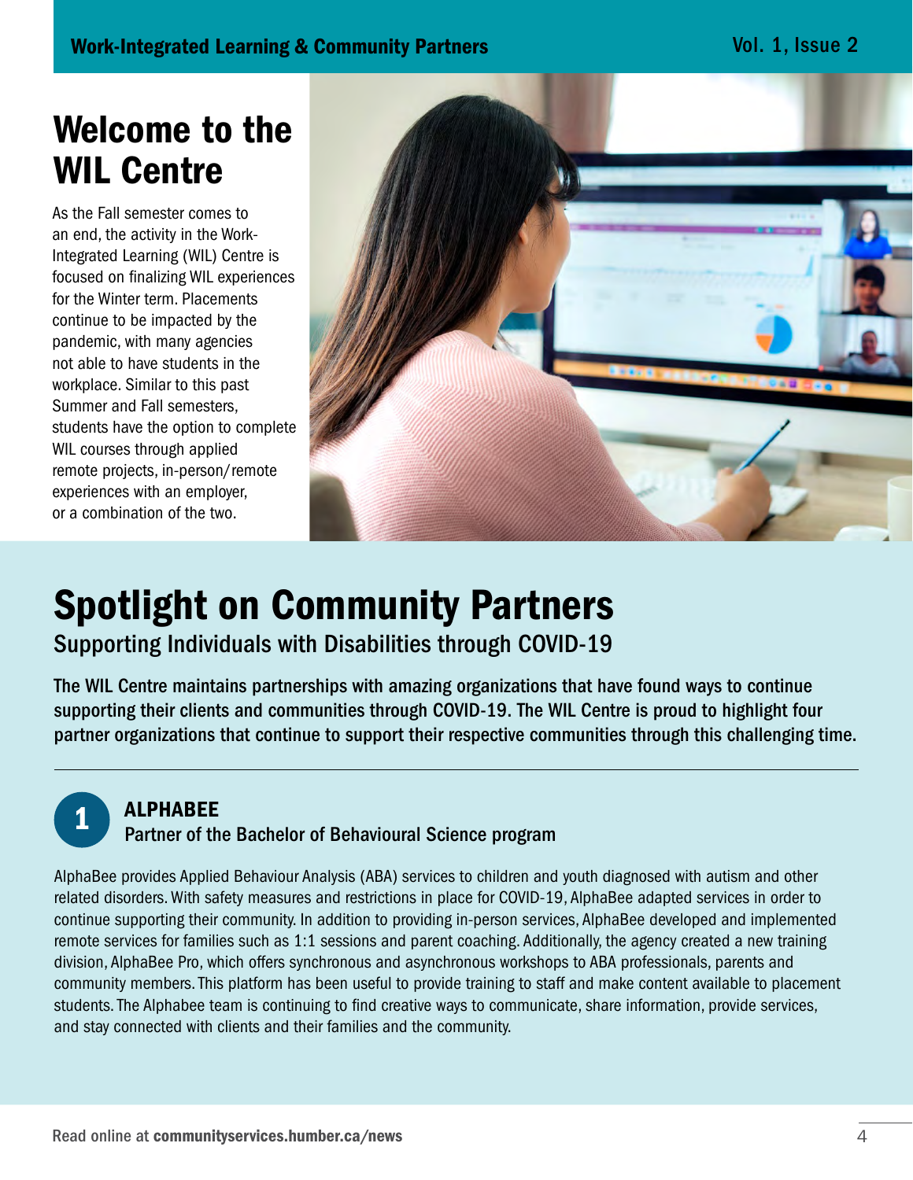# Welcome to the WIL Centre

As the Fall semester comes to an end, the activity in the Work-Integrated Learning (WIL) Centre is focused on finalizing WIL experiences for the Winter term. Placements continue to be impacted by the pandemic, with many agencies not able to have students in the workplace. Similar to this past Summer and Fall semesters, students have the option to complete WIL courses through applied remote projects, in-person/remote experiences with an employer, or a combination of the two.

# Spotlight on Community Partners

## Supporting Individuals with Disabilities through COVID-19

**The WIL Centre maintains partnerships with amazing organizations that have found ways to continue supporting their clients and communities through COVID-19. The WIL Centre is proud to highlight four partner organizations that continue to support their respective communities through this challenging time.**

---

### 1 ALPHABEE

Partner of the Bachelor of Behavioural Science program

AlphaBee provides Applied Behaviour Analysis (ABA) services to children and youth diagnosed with autism and other related disorders. With safety measures and restrictions in place for COVID-19, AlphaBee adapted services in order to continue supporting their community. In addition to providing in-person services, AlphaBee developed and implemented remote services for families such as 1:1 sessions and parent coaching. Additionally, the agency created a new training division, AlphaBee Pro, which offers synchronous and asynchronous workshops to ABA professionals, parents and community members. This platform has been useful to provide training to staff and make content available to placement students. The Alphabee team is continuing to find creative ways to communicate, share information, provide services, and stay connected with clients and their families and the community.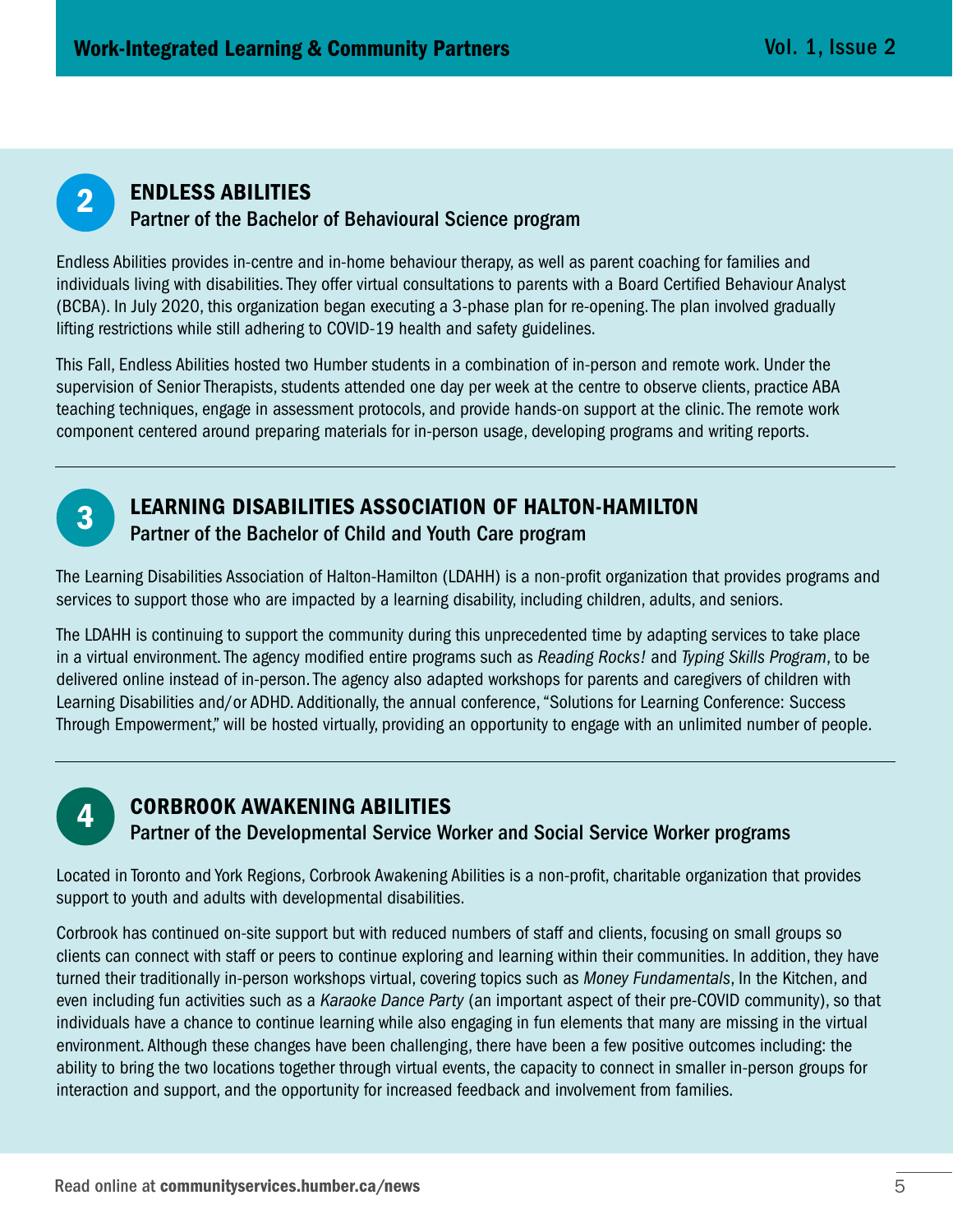## 2 ENDLESS ABILITIES

### Partner of the Bachelor of Behavioural Science program

Endless Abilities provides in-centre and in-home behaviour therapy, as well as parent coaching for families and individuals living with disabilities. They offer virtual consultations to parents with a Board Certified Behaviour Analyst (BCBA). In July 2020, this organization began executing a 3-phase plan for re-opening. The plan involved gradually lifting restrictions while still adhering to COVID-19 health and safety guidelines.

This Fall, Endless Abilities hosted two Humber students in a combination of in-person and remote work. Under the supervision of Senior Therapists, students attended one day per week at the centre to observe clients, practice ABA teaching techniques, engage in assessment protocols, and provide hands-on support at the clinic. The remote work component centered around preparing materials for in-person usage, developing programs and writing reports.

---

## 3 LEARNING DISABILITIES ASSOCIATION OF HALTON-HAMILTON

### Partner of the Bachelor of Child and Youth Care program

The Learning Disabilities Association of Halton-Hamilton (LDAHH) is a non-profit organization that provides programs and services to support those who are impacted by a learning disability, including children, adults, and seniors.

The LDAHH is continuing to support the community during this unprecedented time by adapting services to take place in a virtual environment. The agency modified entire programs such as *Reading Rocks!* and *Typing Skills Program*, to be delivered online instead of in-person. The agency also adapted workshops for parents and caregivers of children with Learning Disabilities and/or ADHD. Additionally, the annual conference, "Solutions for Learning Conference: Success Through Empowerment," will be hosted virtually, providing an opportunity to engage with an unlimited number of people.

---

## 4 CORBROOK AWAKENING ABILITIES

### Partner of the Developmental Service Worker and Social Service Worker programs

Located in Toronto and York Regions, Corbrook Awakening Abilities is a non-profit, charitable organization that provides support to youth and adults with developmental disabilities.

Corbrook has continued on-site support but with reduced numbers of staff and clients, focusing on small groups so clients can connect with staff or peers to continue exploring and learning within their communities. In addition, they have turned their traditionally in-person workshops virtual, covering topics such as *Money Fundamentals*, In the Kitchen, and even including fun activities such as a *Karaoke Dance Party* (an important aspect of their pre-COVID community), so that individuals have a chance to continue learning while also engaging in fun elements that many are missing in the virtual environment. Although these changes have been challenging, there have been a few positive outcomes including: the ability to bring the two locations together through virtual events, the capacity to connect in smaller in-person groups for interaction and support, and the opportunity for increased feedback and involvement from families.

Read online at **communityservices.humber.ca/news**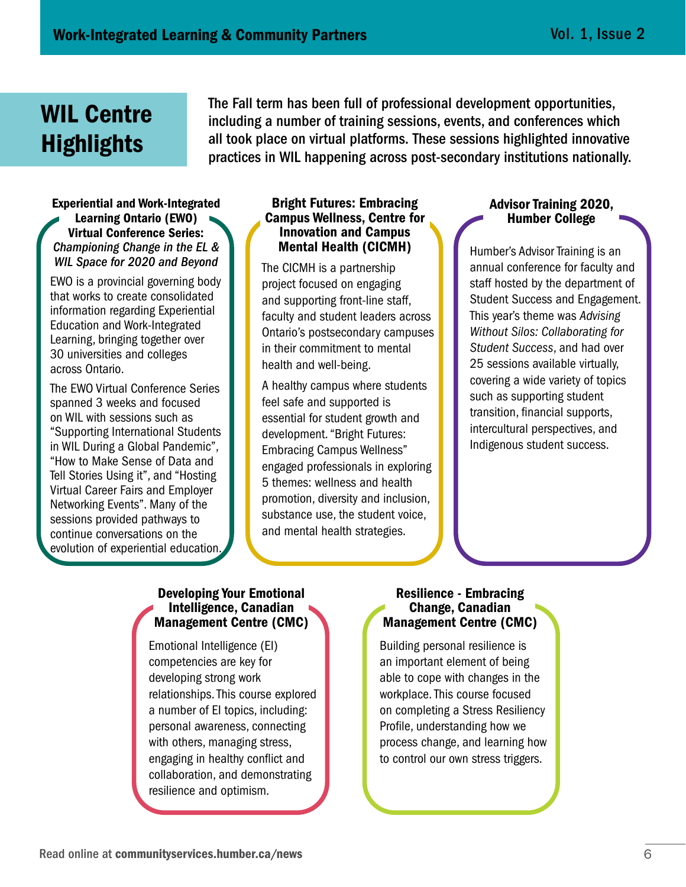# WIL Centre Highlights

The Fall term has been full of professional development opportunities, including a number of training sessions, events, and conferences which all took place on virtual platforms. These sessions highlighted innovative practices in WIL happening across post-secondary institutions nationally.

### Experiential and Work-Integrated Learning Ontario (EWO) Virtual Conference Series: *Championing Change in the EL & WIL Space for 2020 and Beyond*

EWO is a provincial governing body that works to create consolidated information regarding Experiential Education and Work-Integrated Learning, bringing together over 30 universities and colleges across Ontario.

The EWO Virtual Conference Series spanned 3 weeks and focused on WIL with sessions such as "Supporting International Students in WIL During a Global Pandemic", "How to Make Sense of Data and Tell Stories Using it", and "Hosting Virtual Career Fairs and Employer Networking Events". Many of the sessions provided pathways to continue conversations on the evolution of experiential education.

### Bright Futures: Embracing Campus Wellness, Centre for Innovation and Campus Mental Health (CICMH)

The CICMH is a partnership project focused on engaging and supporting front-line staff, faculty and student leaders across Ontario's postsecondary campuses in their commitment to mental health and well-being.

A healthy campus where students feel safe and supported is essential for student growth and development. "Bright Futures: Embracing Campus Wellness" engaged professionals in exploring 5 themes: wellness and health promotion, diversity and inclusion, substance use, the student voice, and mental health strategies.

### Advisor Training 2020, Humber College

Humber's Advisor Training is an annual conference for faculty and staff hosted by the department of Student Success and Engagement. This year's theme was *Advising Without Silos: Collaborating for Student Success*, and had over 25 sessions available virtually, covering a wide variety of topics such as supporting student transition, financial supports, intercultural perspectives, and Indigenous student success.

### Developing Your Emotional Intelligence, Canadian Management Centre (CMC)

Emotional Intelligence (EI) competencies are key for developing strong work relationships. This course explored a number of EI topics, including: personal awareness, connecting with others, managing stress, engaging in healthy conflict and collaboration, and demonstrating resilience and optimism.

### Resilience - Embracing Change, Canadian Management Centre (CMC)

Building personal resilience is an important element of being able to cope with changes in the workplace. This course focused on completing a Stress Resiliency Profile, understanding how we process change, and learning how to control our own stress triggers.

Read online at **communityservices.humber.ca/news**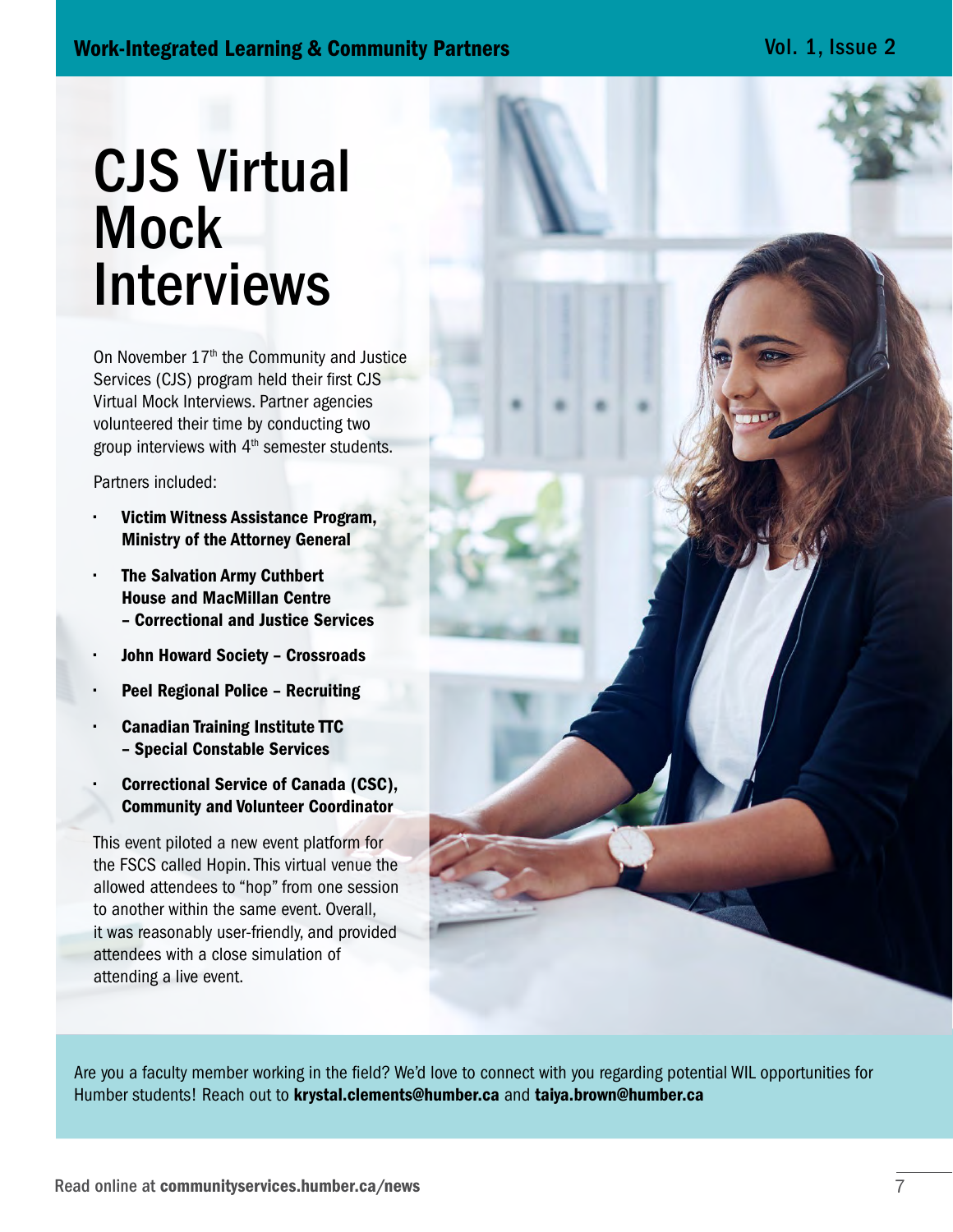# CJS Virtual Mock Interviews

On November 17th the Community and Justice Services (CJS) program held their first CJS Virtual Mock Interviews. Partner agencies volunteered their time by conducting two group interviews with 4th semester students.

Partners included:

- **Victim Witness Assistance Program, Ministry of the Attorney General**
- **The Salvation Army Cuthbert House and MacMillan Centre – Correctional and Justice Services**
- **John Howard Society – Crossroads**
- **Peel Regional Police – Recruiting**
- **Canadian Training Institute TTC – Special Constable Services**
- **Correctional Service of Canada (CSC), Community and Volunteer Coordinator**

This event piloted a new event platform for the FSCS called Hopin. This virtual venue the allowed attendees to "hop" from one session to another within the same event. Overall, it was reasonably user-friendly, and provided attendees with a close simulation of attending a live event.

Are you a faculty member working in the field? We'd love to connect with you regarding potential WIL opportunities for Humber students! Reach out to **krystal.clements@humber.ca** and **taiya.brown@humber.ca**

Read online at **communityservices.humber.ca/news**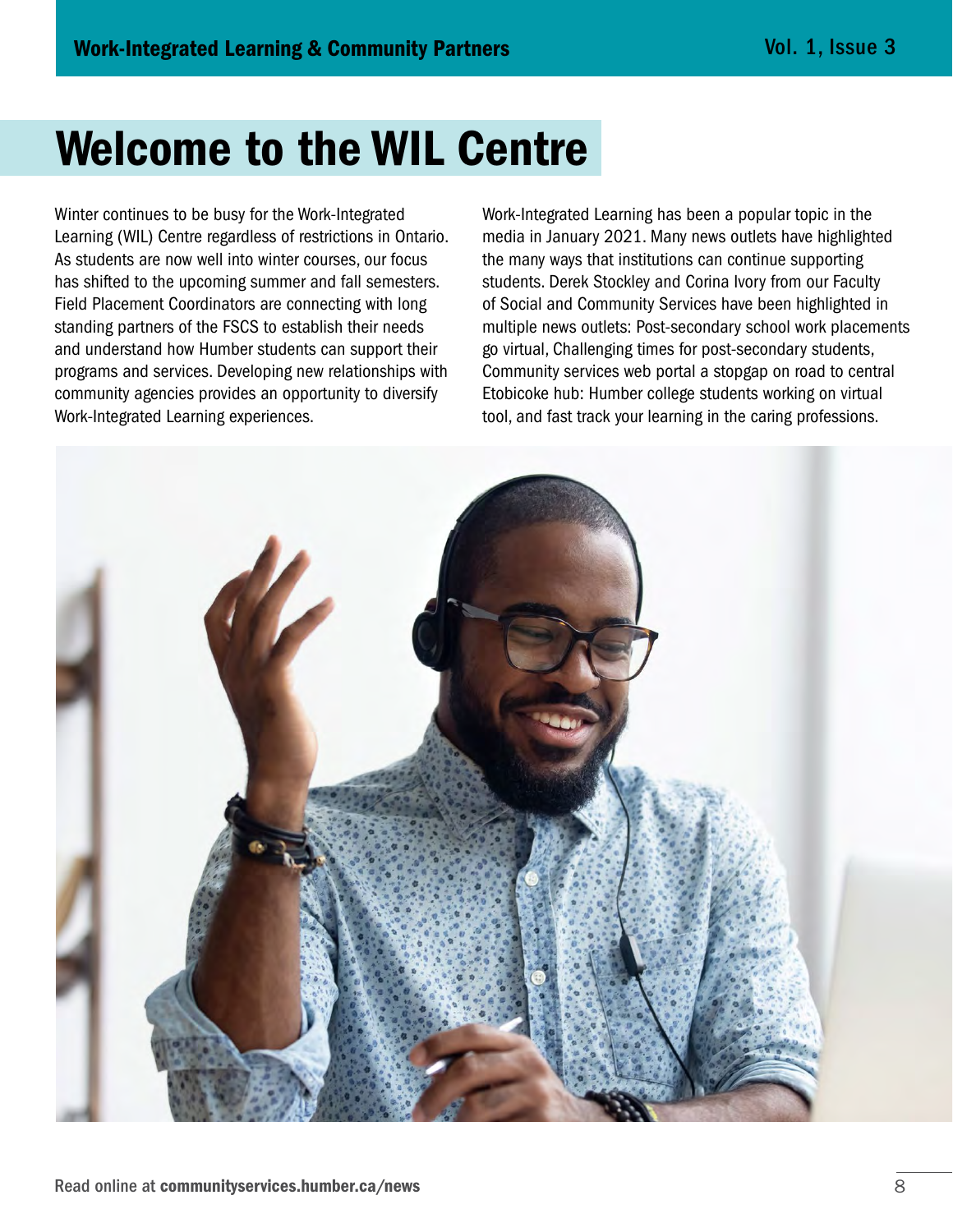# Welcome to the WIL Centre

Winter continues to be busy for the Work-Integrated Learning (WIL) Centre regardless of restrictions in Ontario. As students are now well into winter courses, our focus has shifted to the upcoming summer and fall semesters. Field Placement Coordinators are connecting with long standing partners of the FSCS to establish their needs and understand how Humber students can support their programs and services. Developing new relationships with community agencies provides an opportunity to diversify Work-Integrated Learning experiences.

Work-Integrated Learning has been a popular topic in the media in January 2021. Many news outlets have highlighted the many ways that institutions can continue supporting students. Derek Stockley and Corina Ivory from our Faculty of Social and Community Services have been highlighted in multiple news outlets: Post-secondary school work placements go virtual, Challenging times for post-secondary students, Community services web portal a stopgap on road to central Etobicoke hub: Humber college students working on virtual tool, and fast track your learning in the caring professions.

Read online at **communityservices.humber.ca/news**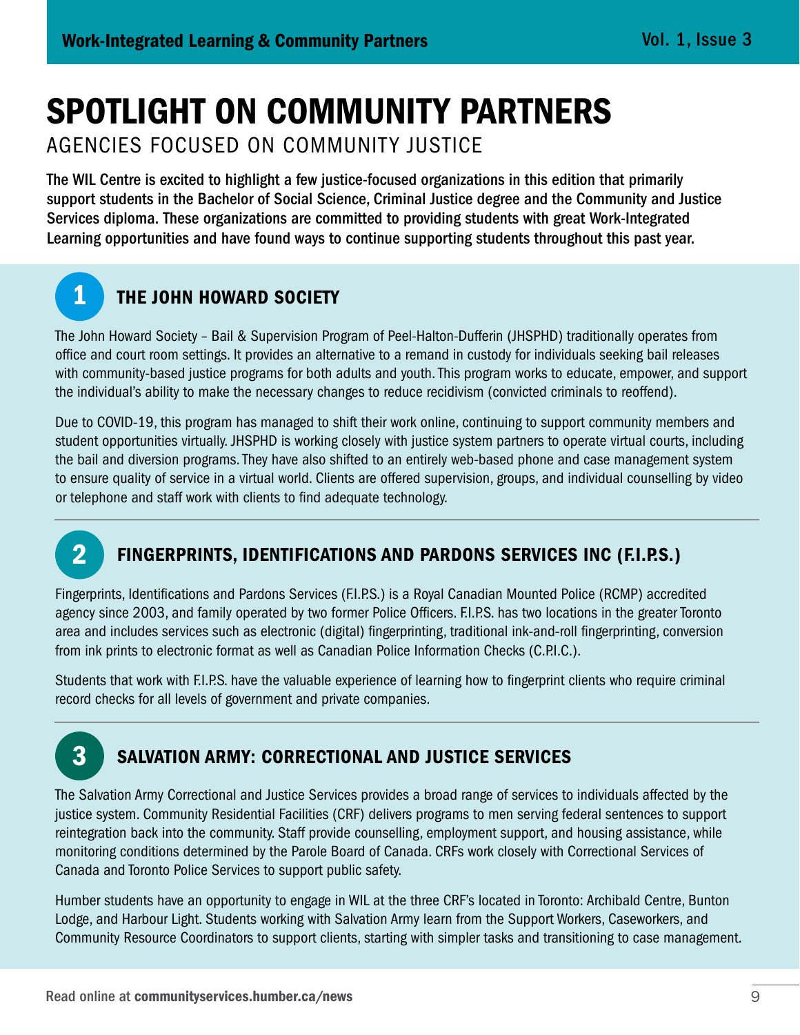# SPOTLIGHT ON COMMUNITY PARTNERS

## AGENCIES FOCUSED ON COMMUNITY JUSTICE

**The WIL Centre is excited to highlight a few justice-focused organizations in this edition that primarily support students in the Bachelor of Social Science, Criminal Justice degree and the Community and Justice Services diploma. These organizations are committed to providing students with great Work-Integrated Learning opportunities and have found ways to continue supporting students throughout this past year.**

### 1 THE JOHN HOWARD SOCIETY

The John Howard Society – Bail & Supervision Program of Peel-Halton-Dufferin (JHSPHD) traditionally operates from office and court room settings. It provides an alternative to a remand in custody for individuals seeking bail releases with community-based justice programs for both adults and youth. This program works to educate, empower, and support the individual's ability to make the necessary changes to reduce recidivism (convicted criminals to reoffend).

Due to COVID-19, this program has managed to shift their work online, continuing to support community members and student opportunities virtually. JHSPHD is working closely with justice system partners to operate virtual courts, including the bail and diversion programs. They have also shifted to an entirely web-based phone and case management system to ensure quality of service in a virtual world. Clients are offered supervision, groups, and individual counselling by video or telephone and staff work with clients to find adequate technology.

### 2 FINGERPRINTS, IDENTIFICATIONS AND PARDONS SERVICES INC (F.I.P.S.)

Fingerprints, Identifications and Pardons Services (F.I.P.S.) is a Royal Canadian Mounted Police (RCMP) accredited agency since 2003, and family operated by two former Police Officers. F.I.P.S. has two locations in the greater Toronto area and includes services such as electronic (digital) fingerprinting, traditional ink-and-roll fingerprinting, conversion from ink prints to electronic format as well as Canadian Police Information Checks (C.P.I.C.).

Students that work with F.I.P.S. have the valuable experience of learning how to fingerprint clients who require criminal record checks for all levels of government and private companies.

### 3 SALVATION ARMY: CORRECTIONAL AND JUSTICE SERVICES

The Salvation Army Correctional and Justice Services provides a broad range of services to individuals affected by the justice system. Community Residential Facilities (CRF) delivers programs to men serving federal sentences to support reintegration back into the community. Staff provide counselling, employment support, and housing assistance, while monitoring conditions determined by the Parole Board of Canada. CRFs work closely with Correctional Services of Canada and Toronto Police Services to support public safety.

Humber students have an opportunity to engage in WIL at the three CRF's located in Toronto: Archibald Centre, Bunton Lodge, and Harbour Light. Students working with Salvation Army learn from the Support Workers, Caseworkers, and Community Resource Coordinators to support clients, starting with simpler tasks and transitioning to case management.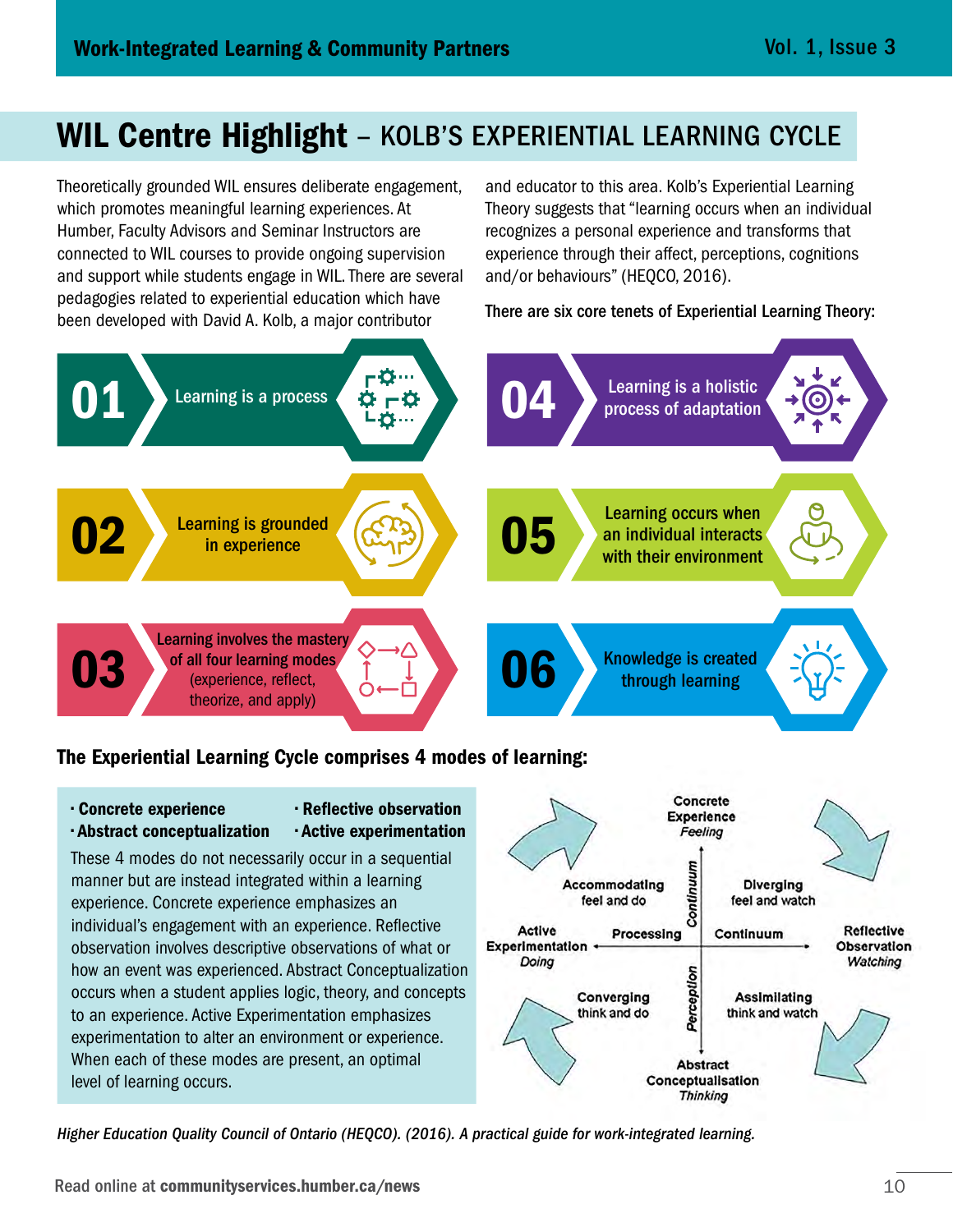## WIL Centre Highlight – KOLB'S EXPERIENTIAL LEARNING CYCLE

Theoretically grounded WIL ensures deliberate engagement, which promotes meaningful learning experiences. At Humber, Faculty Advisors and Seminar Instructors are connected to WIL courses to provide ongoing supervision and support while students engage in WIL. There are several pedagogies related to experiential education which have been developed with David A. Kolb, a major contributor and educator to this area. Kolb's Experiential Learning Theory suggests that "learning occurs when an individual recognizes a personal experience and transforms that experience through their affect, perceptions, cognitions and/or behaviours" (HEQCO, 2016).

**There are six core tenets of Experiential Learning Theory:**

**01** Learning is a process

**02** Learning is grounded in experience

**03** Learning involves the mastery of all four learning modes (experience, reflect, theorize, and apply)

**04** Learning is a holistic process of adaptation

**05** Learning occurs when an individual interacts with their environment

**06** Knowledge is created through learning

### The Experiential Learning Cycle comprises 4 modes of learning:

- **Concrete experience**
- **Reflective observation**
- **Abstract conceptualization**
- **Active experimentation**

These 4 modes do not necessarily occur in a sequential manner but are instead integrated within a learning experience. Concrete experience emphasizes an individual's engagement with an experience. Reflective observation involves descriptive observations of what or how an event was experienced. Abstract Conceptualization occurs when a student applies logic, theory, and concepts to an experience. Active Experimentation emphasizes experimentation to alter an environment or experience. When each of these modes are present, an optimal level of learning occurs.

Concrete Experience
*Feeling*

Accommodating
feel and do

Diverging
feel and watch

Active Experimentation
*Doing*

Processing Continuum

Perception Continuum

Reflective Observation
*Watching*

Converging
think and do

Assimilating
think and watch

Abstract Conceptualisation
*Thinking*

*Higher Education Quality Council of Ontario (HEQCO). (2016). A practical guide for work-integrated learning.*

Read online at **communityservices.humber.ca/news**